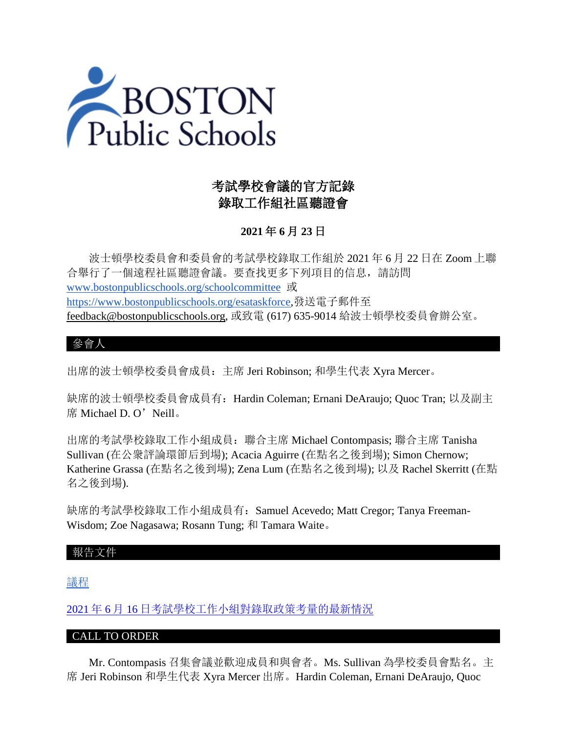# 考試學校會議的官方記錄
# 錄取工作組社區聽證會

## 2021 年 6 月 23 日

波士頓學校委員會和委員會的考試學校錄取工作組於 2021 年 6 月 22 日在 Zoom 上聯合舉行了一個遠程社區聽證會議。要查找更多下列項目的信息，請訪問 www.bostonpublicschools.org/schoolcommittee 或 https://www.bostonpublicschools.org/esataskforce,發送電子郵件至 feedback@bostonpublicschools.org, 或致電 (617) 635-9014 給波士頓學校委員會辦公室。

## 參會人

出席的波士頓學校委員會成員：主席 Jeri Robinson; 和學生代表 Xyra Mercer。

缺席的波士頓學校委員會成員有：Hardin Coleman; Ernani DeAraujo; Quoc Tran; 以及副主席 Michael D. O'Neill。

出席的考試學校錄取工作小組成員：聯合主席 Michael Contompasis; 聯合主席 Tanisha Sullivan (在公衆評論環節后到場); Acacia Aguirre (在點名之後到場); Simon Chernow; Katherine Grassa (在點名之後到場); Zena Lum (在點名之後到場); 以及 Rachel Skerritt (在點名之後到場).

缺席的考試學校錄取工作小組成員有：Samuel Acevedo; Matt Cregor; Tanya Freeman-Wisdom; Zoe Nagasawa; Rosann Tung; 和 Tamara Waite。

## 報告文件

議程

2021 年 6 月 16 日考試學校工作小組對錄取政策考量的最新情況

## CALL TO ORDER

Mr. Contompasis 召集會議並歡迎成員和與會者。Ms. Sullivan 為學校委員會點名。主席 Jeri Robinson 和學生代表 Xyra Mercer 出席。Hardin Coleman, Ernani DeAraujo, Quoc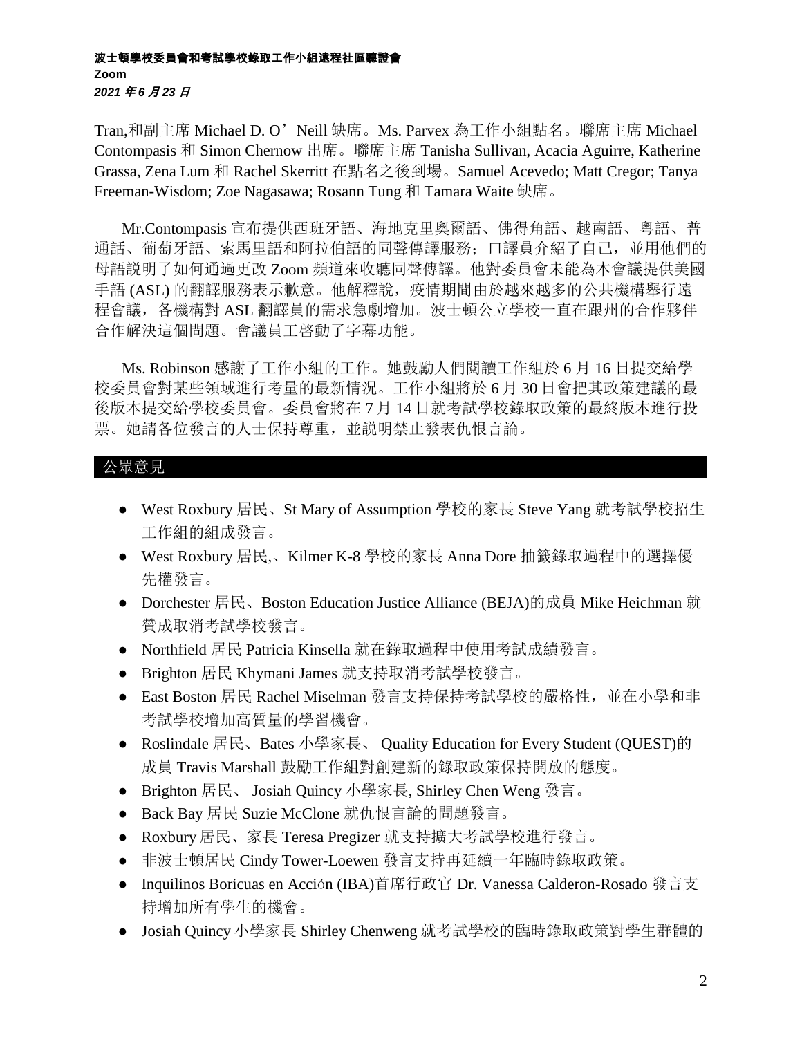Tran,和副主席 Michael D. O'Neill 缺席。Ms. Parvex 為工作小組點名。聯席主席 Michael Contompasis 和 Simon Chernow 出席。聯席主席 Tanisha Sullivan, Acacia Aguirre, Katherine Grassa, Zena Lum 和 Rachel Skerritt 在點名之後到場。Samuel Acevedo; Matt Cregor; Tanya Freeman-Wisdom; Zoe Nagasawa; Rosann Tung 和 Tamara Waite 缺席。

Mr.Contompasis 宣布提供西班牙語、海地克里奧爾語、佛得角語、越南語、粵語、普通話、葡萄牙語、索馬里語和阿拉伯語的同聲傳譯服務；口譯員介紹了自己，並用他們的母語說明了如何通過更改 Zoom 頻道來收聽同聲傳譯。他對委員會未能為本會議提供美國手語 (ASL) 的翻譯服務表示歉意。他解釋說，疫情期間由於越來越多的公共機構舉行遠程會議，各機構對 ASL 翻譯員的需求急劇增加。波士頓公立學校一直在跟州的合作夥伴合作解決這個問題。會議員工啓動了字幕功能。

Ms. Robinson 感謝了工作小組的工作。她鼓勵人們閱讀工作組於 6 月 16 日提交給學校委員會對某些領域進行考量的最新情況。工作小組將於 6 月 30 日會把其政策建議的最後版本提交給學校委員會。委員會將在 7 月 14 日就考試學校錄取政策的最終版本進行投票。她請各位發言的人士保持尊重，並説明禁止發表仇恨言論。

## 公眾意見

- West Roxbury 居民、St Mary of Assumption 學校的家長 Steve Yang 就考試學校招生工作組的組成發言。
- West Roxbury 居民,、Kilmer K-8 學校的家長 Anna Dore 抽籤錄取過程中的選擇優先權發言。
- Dorchester 居民、Boston Education Justice Alliance (BEJA)的成員 Mike Heichman 就贊成取消考試學校發言。
- Northfield 居民 Patricia Kinsella 就在錄取過程中使用考試成績發言。
- Brighton 居民 Khymani James 就支持取消考試學校發言。
- East Boston 居民 Rachel Miselman 發言支持保持考試學校的嚴格性，並在小學和非考試學校增加高質量的學習機會。
- Roslindale 居民、Bates 小學家長、 Quality Education for Every Student (QUEST)的成員 Travis Marshall 鼓勵工作組對創建新的錄取政策保持開放的態度。
- Brighton 居民、 Josiah Quincy 小學家長, Shirley Chen Weng 發言。
- Back Bay 居民 Suzie McClone 就仇恨言論的問題發言。
- Roxbury 居民、家長 Teresa Pregizer 就支持擴大考試學校進行發言。
- 非波士頓居民 Cindy Tower-Loewen 發言支持再延續一年臨時錄取政策。
- Inquilinos Boricuas en Acción (IBA)首席行政官 Dr. Vanessa Calderon-Rosado 發言支持增加所有學生的機會。
- Josiah Quincy 小學家長 Shirley Chenweng 就考試學校的臨時錄取政策對學生群體的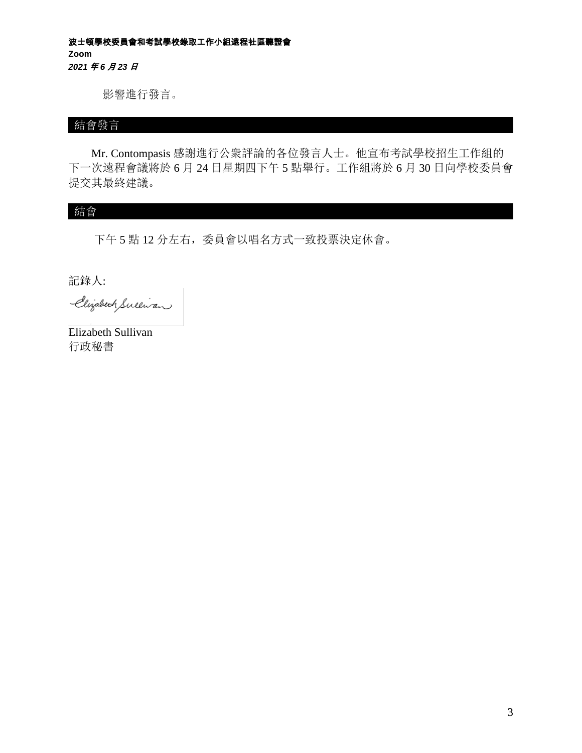影響進行發言。

## 結會發言

Mr. Contompasis 感謝進行公衆評論的各位發言人士。他宣布考試學校招生工作組的下一次遠程會議將於 6 月 24 日星期四下午 5 點舉行。工作組將於 6 月 30 日向學校委員會提交其最終建議。

## 結會

下午 5 點 12 分左右，委員會以唱名方式一致投票決定休會。

記錄人:

Elizabeth Sullivan

行政秘書